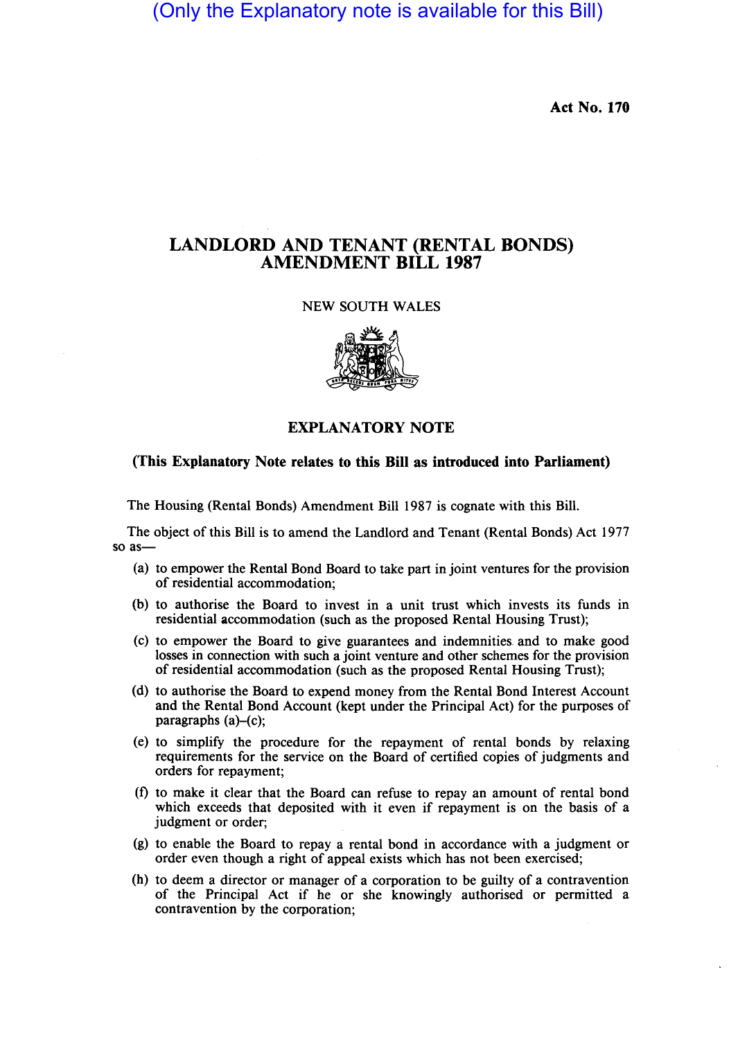(Only the Explanatory note is available for this Bill)

**Act No. 170**

# LANDLORD AND TENANT (RENTAL BONDS) AMENDMENT BILL 1987

NEW SOUTH WALES

## EXPLANATORY NOTE

### (This Explanatory Note relates to this Bill as introduced into Parliament)

The Housing (Rental Bonds) Amendment Bill 1987 is cognate with this Bill.

The object of this Bill is to amend the Landlord and Tenant (Rental Bonds) Act 1977 so as—

(a) to empower the Rental Bond Board to take part in joint ventures for the provision of residential accommodation;

(b) to authorise the Board to invest in a unit trust which invests its funds in residential accommodation (such as the proposed Rental Housing Trust);

(c) to empower the Board to give guarantees and indemnities and to make good losses in connection with such a joint venture and other schemes for the provision of residential accommodation (such as the proposed Rental Housing Trust);

(d) to authorise the Board to expend money from the Rental Bond Interest Account and the Rental Bond Account (kept under the Principal Act) for the purposes of paragraphs (a)–(c);

(e) to simplify the procedure for the repayment of rental bonds by relaxing requirements for the service on the Board of certified copies of judgments and orders for repayment;

(f) to make it clear that the Board can refuse to repay an amount of rental bond which exceeds that deposited with it even if repayment is on the basis of a judgment or order;

(g) to enable the Board to repay a rental bond in accordance with a judgment or order even though a right of appeal exists which has not been exercised;

(h) to deem a director or manager of a corporation to be guilty of a contravention of the Principal Act if he or she knowingly authorised or permitted a contravention by the corporation;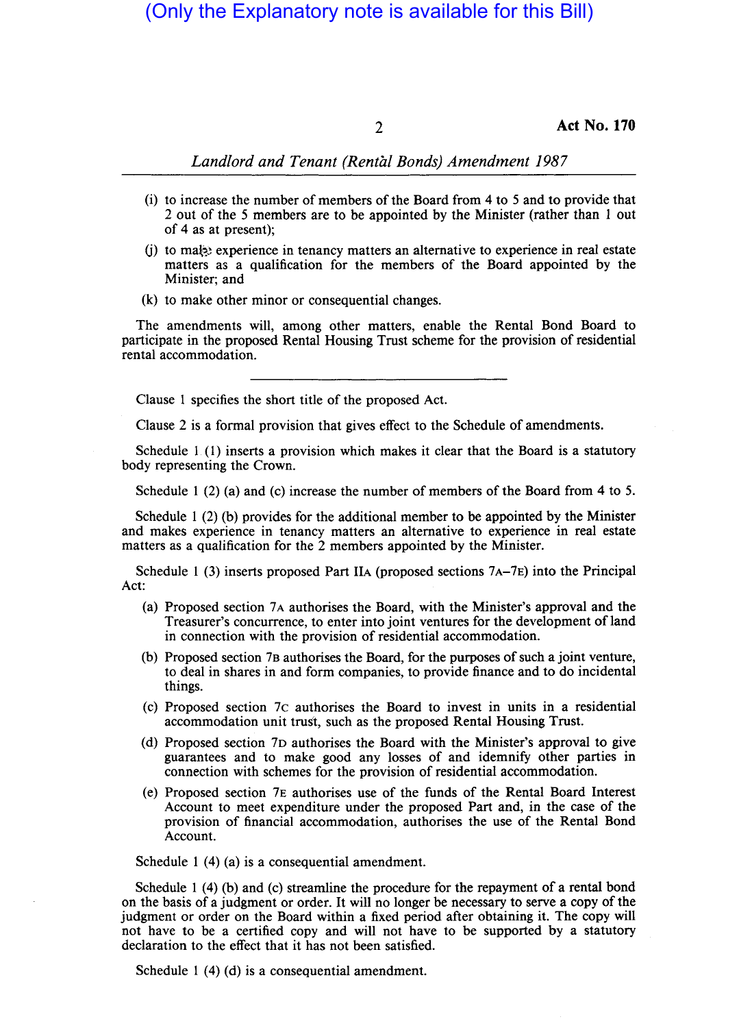(i) to increase the number of members of the Board from 4 to 5 and to provide that 2 out of the 5 members are to be appointed by the Minister (rather than 1 out of 4 as at present);

(j) to make experience in tenancy matters an alternative to experience in real estate matters as a qualification for the members of the Board appointed by the Minister; and

(k) to make other minor or consequential changes.

The amendments will, among other matters, enable the Rental Bond Board to participate in the proposed Rental Housing Trust scheme for the provision of residential rental accommodation.

---

Clause 1 specifies the short title of the proposed Act.

Clause 2 is a formal provision that gives effect to the Schedule of amendments.

Schedule 1 (1) inserts a provision which makes it clear that the Board is a statutory body representing the Crown.

Schedule 1 (2) (a) and (c) increase the number of members of the Board from 4 to 5.

Schedule 1 (2) (b) provides for the additional member to be appointed by the Minister and makes experience in tenancy matters an alternative to experience in real estate matters as a qualification for the 2 members appointed by the Minister.

Schedule 1 (3) inserts proposed Part IIA (proposed sections 7A–7E) into the Principal Act:

(a) Proposed section 7A authorises the Board, with the Minister's approval and the Treasurer's concurrence, to enter into joint ventures for the development of land in connection with the provision of residential accommodation.

(b) Proposed section 7B authorises the Board, for the purposes of such a joint venture, to deal in shares in and form companies, to provide finance and to do incidental things.

(c) Proposed section 7C authorises the Board to invest in units in a residential accommodation unit trust, such as the proposed Rental Housing Trust.

(d) Proposed section 7D authorises the Board with the Minister's approval to give guarantees and to make good any losses of and indemnify other parties in connection with schemes for the provision of residential accommodation.

(e) Proposed section 7E authorises use of the funds of the Rental Board Interest Account to meet expenditure under the proposed Part and, in the case of the provision of financial accommodation, authorises the use of the Rental Bond Account.

Schedule 1 (4) (a) is a consequential amendment.

Schedule 1 (4) (b) and (c) streamline the procedure for the repayment of a rental bond on the basis of a judgment or order. It will no longer be necessary to serve a copy of the judgment or order on the Board within a fixed period after obtaining it. The copy will not have to be a certified copy and will not have to be supported by a statutory declaration to the effect that it has not been satisfied.

Schedule 1 (4) (d) is a consequential amendment.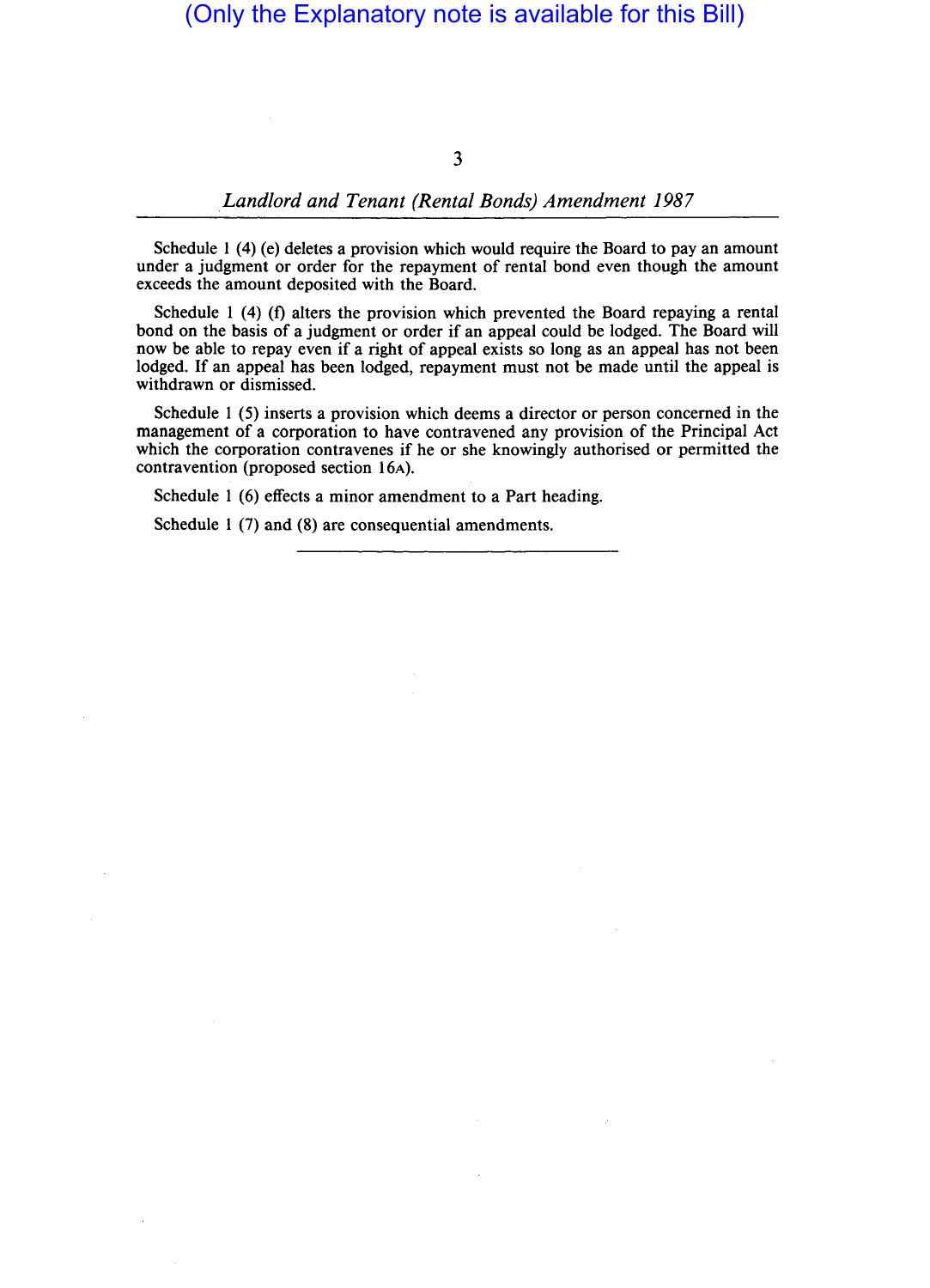Schedule 1 (4) (e) deletes a provision which would require the Board to pay an amount under a judgment or order for the repayment of rental bond even though the amount exceeds the amount deposited with the Board.

Schedule 1 (4) (f) alters the provision which prevented the Board repaying a rental bond on the basis of a judgment or order if an appeal could be lodged. The Board will now be able to repay even if a right of appeal exists so long as an appeal has not been lodged. If an appeal has been lodged, repayment must not be made until the appeal is withdrawn or dismissed.

Schedule 1 (5) inserts a provision which deems a director or person concerned in the management of a corporation to have contravened any provision of the Principal Act which the corporation contravenes if he or she knowingly authorised or permitted the contravention (proposed section 16A).

Schedule 1 (6) effects a minor amendment to a Part heading.

Schedule 1 (7) and (8) are consequential amendments.